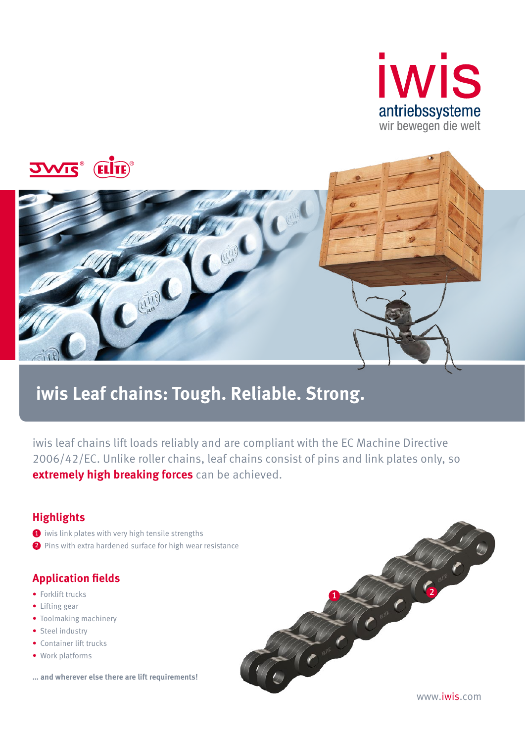# iwis Leaf chains: Tough. Reliable. Strong.

iwis leaf chains lift loads reliably and are compliant with the EC Machine Directive 2006/42/EC. Unlike roller chains, leaf chains consist of pins and link plates only, so **extremely high breaking forces** can be achieved.

## Highlights

1. iwis link plates with very high tensile strengths
2. Pins with extra hardened surface for high wear resistance

## Application fields

- Forklift trucks
- Lifting gear
- Toolmaking machinery
- Steel industry
- Container lift trucks
- Work platforms

**... and wherever else there are lift requirements!**

www.iwis.com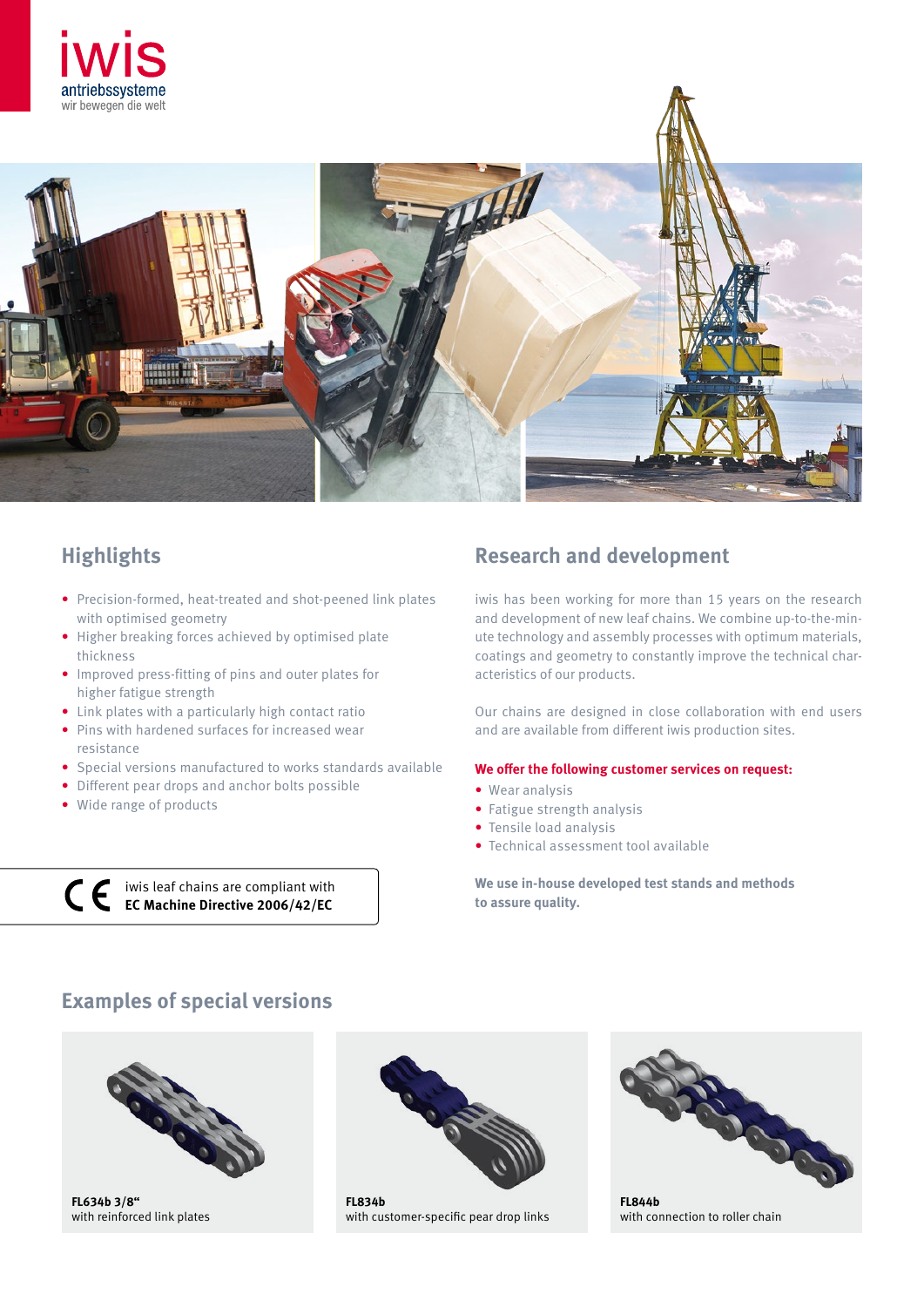iwis antriebssysteme
wir bewegen die welt

## Highlights

- Precision-formed, heat-treated and shot-peened link plates with optimised geometry
- Higher breaking forces achieved by optimised plate thickness
- Improved press-fitting of pins and outer plates for higher fatigue strength
- Link plates with a particularly high contact ratio
- Pins with hardened surfaces for increased wear resistance
- Special versions manufactured to works standards available
- Different pear drops and anchor bolts possible
- Wide range of products

CE iwis leaf chains are compliant with **EC Machine Directive 2006/42/EC**

## Research and development

iwis has been working for more than 15 years on the research and development of new leaf chains. We combine up-to-the-minute technology and assembly processes with optimum materials, coatings and geometry to constantly improve the technical characteristics of our products.

Our chains are designed in close collaboration with end users and are available from different iwis production sites.

**We offer the following customer services on request:**

- Wear analysis
- Fatigue strength analysis
- Tensile load analysis
- Technical assessment tool available

**We use in-house developed test stands and methods to assure quality.**

## Examples of special versions

**FL634b 3/8"**
with reinforced link plates

**FL834b**
with customer-specific pear drop links

**FL844b**
with connection to roller chain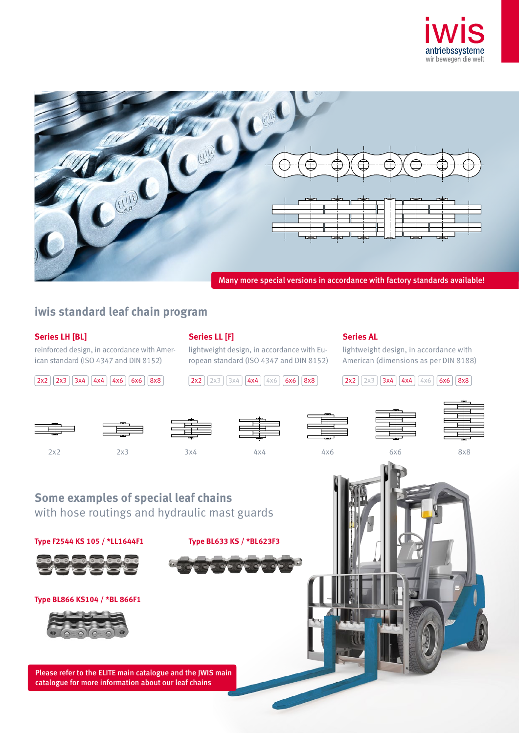Many more special versions in accordance with factory standards available!

## iwis standard leaf chain program

### Series LH [BL]

reinforced design, in accordance with American standard (ISO 4347 and DIN 8152)

2x2 | 2x3 | 3x4 | 4x4 | 4x6 | 6x6 | 8x8

### Series LL [F]

lightweight design, in accordance with European standard (ISO 4347 and DIN 8152)

2x2 | 2x3 | 3x4 | 4x4 | 4x6 | 6x6 | 8x8

### Series AL

lightweight design, in accordance with American (dimensions as per DIN 8188)

2x2 | 2x3 | 3x4 | 4x4 | 4x6 | 6x6 | 8x8

2x2 &nbsp; 2x3 &nbsp; 3x4 &nbsp; 4x4 &nbsp; 4x6 &nbsp; 6x6 &nbsp; 8x8

## Some examples of special leaf chains

with hose routings and hydraulic mast guards

**Type F2544 KS 105 / *LL1644F1**

**Type BL633 KS / *BL623F3**

**Type BL866 KS104 / *BL 866F1**

Please refer to the ELITE main catalogue and the JWIS main catalogue for more information about our leaf chains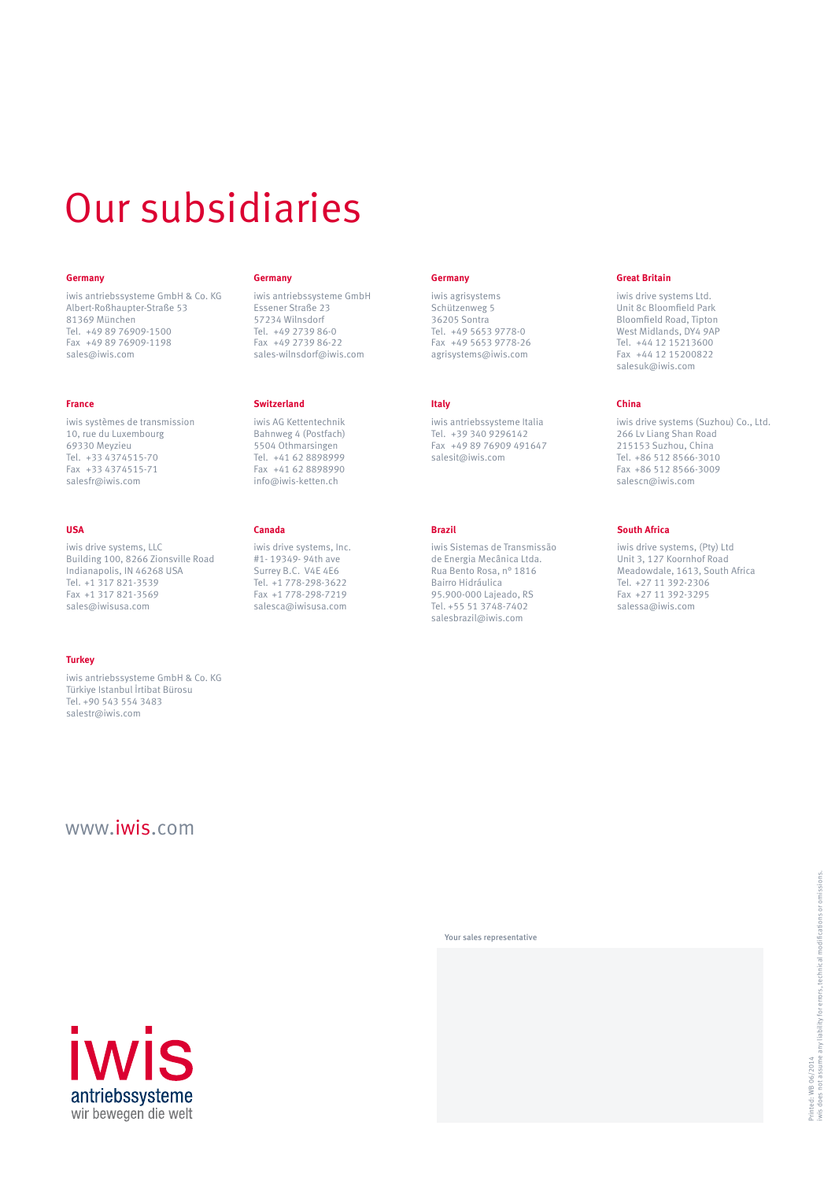# Our subsidiaries

**Germany**

iwis antriebssysteme GmbH & Co. KG
Albert-Roßhaupter-Straße 53
81369 München
Tel. +49 89 76909-1500
Fax +49 89 76909-1198
sales@iwis.com

**Germany**

iwis antriebssysteme GmbH
Essener Straße 23
57234 Wilnsdorf
Tel. +49 2739 86-0
Fax +49 2739 86-22
sales-wilnsdorf@iwis.com

**Germany**

iwis agrisystems
Schützenweg 5
36205 Sontra
Tel. +49 5653 9778-0
Fax +49 5653 9778-26
agrisystems@iwis.com

**Great Britain**

iwis drive systems Ltd.
Unit 8c Bloomfield Park
Bloomfield Road, Tipton
West Midlands, DY4 9AP
Tel. +44 12 15213600
Fax +44 12 15200822
salesuk@iwis.com

**France**

iwis systèmes de transmission
10, rue du Luxembourg
69330 Meyzieu
Tel. +33 4374515-70
Fax +33 4374515-71
salesfr@iwis.com

**Switzerland**

iwis AG Kettentechnik
Bahnweg 4 (Postfach)
5504 Othmarsingen
Tel. +41 62 8898999
Fax +41 62 8898990
info@iwis-ketten.ch

**Italy**

iwis antriebssysteme Italia
Tel. +39 340 9296142
Fax +49 89 76909 491647
salesit@iwis.com

**China**

iwis drive systems (Suzhou) Co., Ltd.
266 Lv Liang Shan Road
215153 Suzhou, China
Tel. +86 512 8566-3010
Fax +86 512 8566-3009
salescn@iwis.com

**USA**

iwis drive systems, LLC
Building 100, 8266 Zionsville Road
Indianapolis, IN 46268 USA
Tel. +1 317 821-3539
Fax +1 317 821-3569
sales@iwisusa.com

**Canada**

iwis drive systems, Inc.
#1- 19349- 94th ave
Surrey B.C. V4E 4E6
Tel. +1 778-298-3622
Fax +1 778-298-7219
salesca@iwisusa.com

**Brazil**

iwis Sistemas de Transmissão
de Energia Mecânica Ltda.
Rua Bento Rosa, nº 1816
Bairro Hidráulica
95.900-000 Lajeado, RS
Tel. +55 51 3748-7402
salesbrazil@iwis.com

**South Africa**

iwis drive systems, (Pty) Ltd
Unit 3, 127 Koornhof Road
Meadowdale, 1613, South Africa
Tel. +27 11 392-2306
Fax +27 11 392-3295
salessa@iwis.com

**Turkey**

iwis antriebssysteme GmbH & Co. KG
Türkiye Istanbul İrtibat Bürosu
Tel. +90 543 554 3483
salestr@iwis.com

www.iwis.com

Your sales representative

iwis
antriebssysteme
wir bewegen die welt

Printed: WB 06/2014
iwis does not assume any liability for errors, technical modifications or omissions.